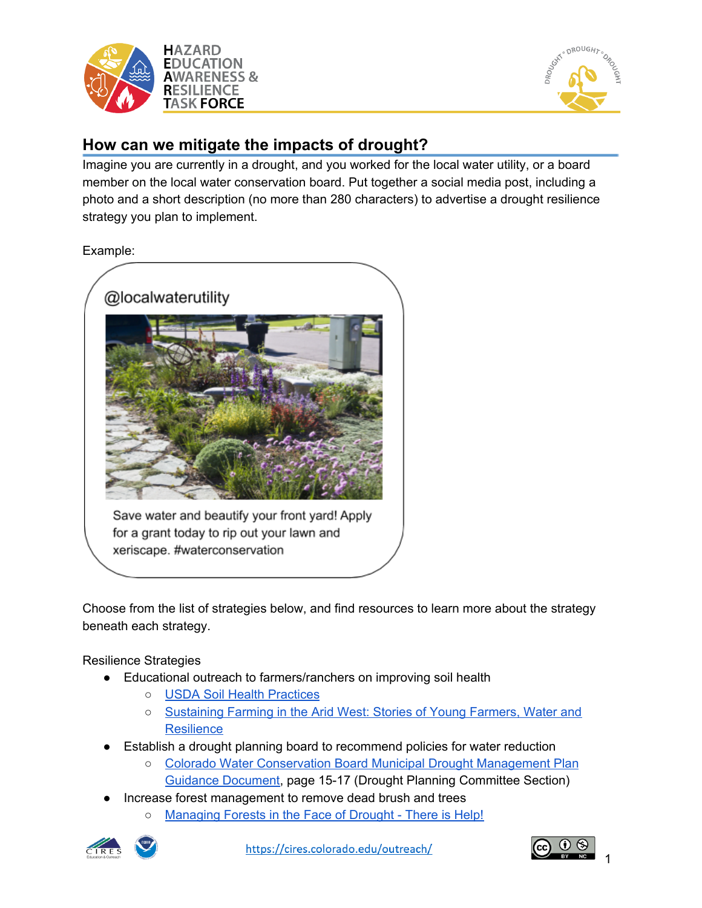## How can we mitigate the impacts of drought?

Imagine you are currently in a drought, and you worked for the local water utility, or a board member on the local water conservation board. Put together a social media post, including a photo and a short description (no more than 280 characters) to advertise a drought resilience strategy you plan to implement.

Example:

@localwaterutility

Save water and beautify your front yard! Apply for a grant today to rip out your lawn and xeriscape. #waterconservation

Choose from the list of strategies below, and find resources to learn more about the strategy beneath each strategy.

Resilience Strategies

- Educational outreach to farmers/ranchers on improving soil health
  - USDA Soil Health Practices
  - Sustaining Farming in the Arid West: Stories of Young Farmers, Water and Resilience
- Establish a drought planning board to recommend policies for water reduction
  - Colorado Water Conservation Board Municipal Drought Management Plan Guidance Document, page 15-17 (Drought Planning Committee Section)
- Increase forest management to remove dead brush and trees
  - Managing Forests in the Face of Drought - There is Help!

https://cires.colorado.edu/outreach/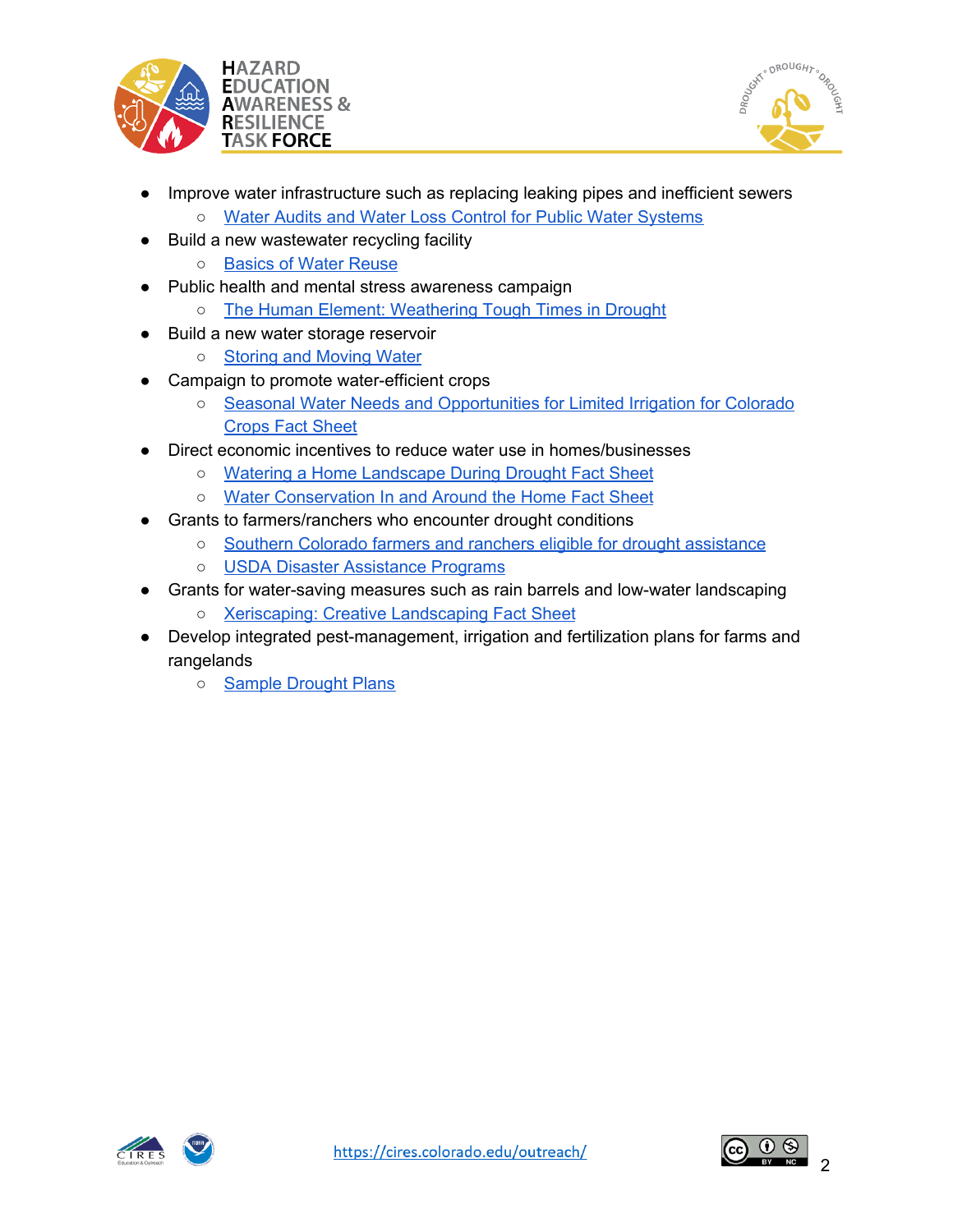- Improve water infrastructure such as replacing leaking pipes and inefficient sewers
    - Water Audits and Water Loss Control for Public Water Systems
- Build a new wastewater recycling facility
    - Basics of Water Reuse
- Public health and mental stress awareness campaign
    - The Human Element: Weathering Tough Times in Drought
- Build a new water storage reservoir
    - Storing and Moving Water
- Campaign to promote water-efficient crops
    - Seasonal Water Needs and Opportunities for Limited Irrigation for Colorado Crops Fact Sheet
- Direct economic incentives to reduce water use in homes/businesses
    - Watering a Home Landscape During Drought Fact Sheet
    - Water Conservation In and Around the Home Fact Sheet
- Grants to farmers/ranchers who encounter drought conditions
    - Southern Colorado farmers and ranchers eligible for drought assistance
    - USDA Disaster Assistance Programs
- Grants for water-saving measures such as rain barrels and low-water landscaping
    - Xeriscaping: Creative Landscaping Fact Sheet
- Develop integrated pest-management, irrigation and fertilization plans for farms and rangelands
    - Sample Drought Plans